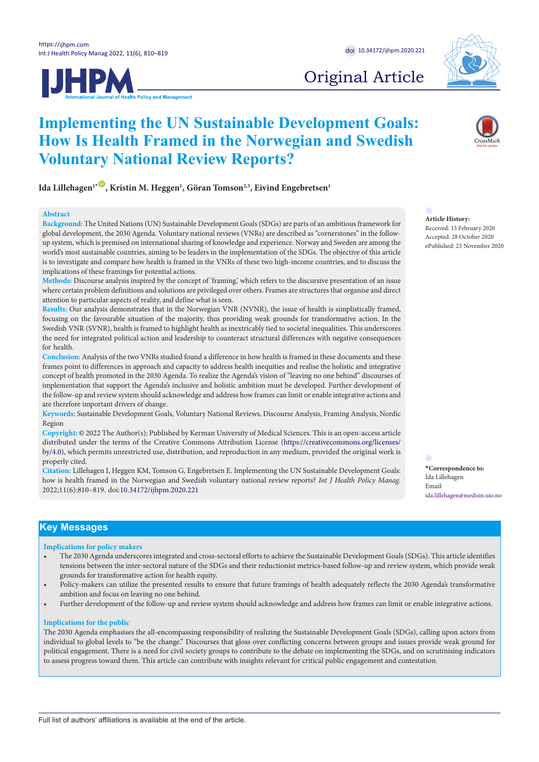Original Article

# Implementing the UN Sustainable Development Goals: How Is Health Framed in the Norwegian and Swedish Voluntary National Review Reports?

**Ida Lillehagen[1*], Kristin M. Heggen[1], Göran Tomson[2,3], Eivind Engebretsen[1]**

## Abstract

**Background:** The United Nations (UN) Sustainable Development Goals (SDGs) are parts of an ambitious framework for global development, the 2030 Agenda. Voluntary national reviews (VNRs) are described as "cornerstones" in the follow-up system, which is premised on international sharing of knowledge and experience. Norway and Sweden are among the world's most sustainable countries, aiming to be leaders in the implementation of the SDGs. The objective of this article is to investigate and compare how health is framed in the VNRs of these two high-income countries, and to discuss the implications of these framings for potential actions.

**Methods:** Discourse analysis inspired by the concept of 'framing,' which refers to the discursive presentation of an issue where certain problem definitions and solutions are privileged over others. Frames are structures that organise and direct attention to particular aspects of reality, and define what is seen.

**Results:** Our analysis demonstrates that in the Norwegian VNR (NVNR), the issue of health is simplistically framed, focusing on the favourable situation of the majority, thus providing weak grounds for transformative action. In the Swedish VNR (SVNR), health is framed to highlight health as inextricably tied to societal inequalities. This underscores the need for integrated political action and leadership to counteract structural differences with negative consequences for health.

**Conclusion:** Analysis of the two VNRs studied found a difference in how health is framed in these documents and these frames point to differences in approach and capacity to address health inequities and realise the holistic and integrative concept of health promoted in the 2030 Agenda. To realize the Agenda's vision of "leaving no one behind" discourses of implementation that support the Agenda's inclusive and holistic ambition must be developed. Further development of the follow-up and review system should acknowledge and address how frames can limit or enable integrative actions and are therefore important drivers of change.

**Keywords:** Sustainable Development Goals, Voluntary National Reviews, Discourse Analysis, Framing Analysis, Nordic Region

**Copyright:** © 2022 The Author(s); Published by Kerman University of Medical Sciences. This is an open-access article distributed under the terms of the Creative Commons Attribution License (https://creativecommons.org/licenses/by/4.0), which permits unrestricted use, distribution, and reproduction in any medium, provided the original work is properly cited.

**Citation:** Lillehagen I, Heggen KM, Tomson G, Engebretsen E. Implementing the UN Sustainable Development Goals: how is health framed in the Norwegian and Swedish voluntary national review reports? *Int J Health Policy Manag.* 2022;11(6):810–819. doi:10.34172/ijhpm.2020.221

**Article History:**
Received: 13 February 2020
Accepted: 28 October 2020
ePublished: 23 November 2020

**\*Correspondence to:**
Ida Lillehagen
Email: ida.lillehagen@medisin.uio.no

## Key Messages

**Implications for policy makers**

- The 2030 Agenda underscores integrated and cross-sectoral efforts to achieve the Sustainable Development Goals (SDGs). This article identifies tensions between the inter-sectoral nature of the SDGs and their reductionist metrics-based follow-up and review system, which provide weak grounds for transformative action for health equity.
- Policy-makers can utilize the presented results to ensure that future framings of health adequately reflects the 2030 Agenda's transformative ambition and focus on leaving no one behind.
- Further development of the follow-up and review system should acknowledge and address how frames can limit or enable integrative actions.

**Implications for the public**

The 2030 Agenda emphasises the all-encompassing responsibility of realizing the Sustainable Development Goals (SDGs), calling upon actors from individual to global levels to "be the change." Discourses that gloss over conflicting concerns between groups and issues provide weak ground for political engagement. There is a need for civil society groups to contribute to the debate on implementing the SDGs, and on scrutinising indicators to assess progress toward them. This article can contribute with insights relevant for critical public engagement and contestation.

Full list of authors' affiliations is available at the end of the article.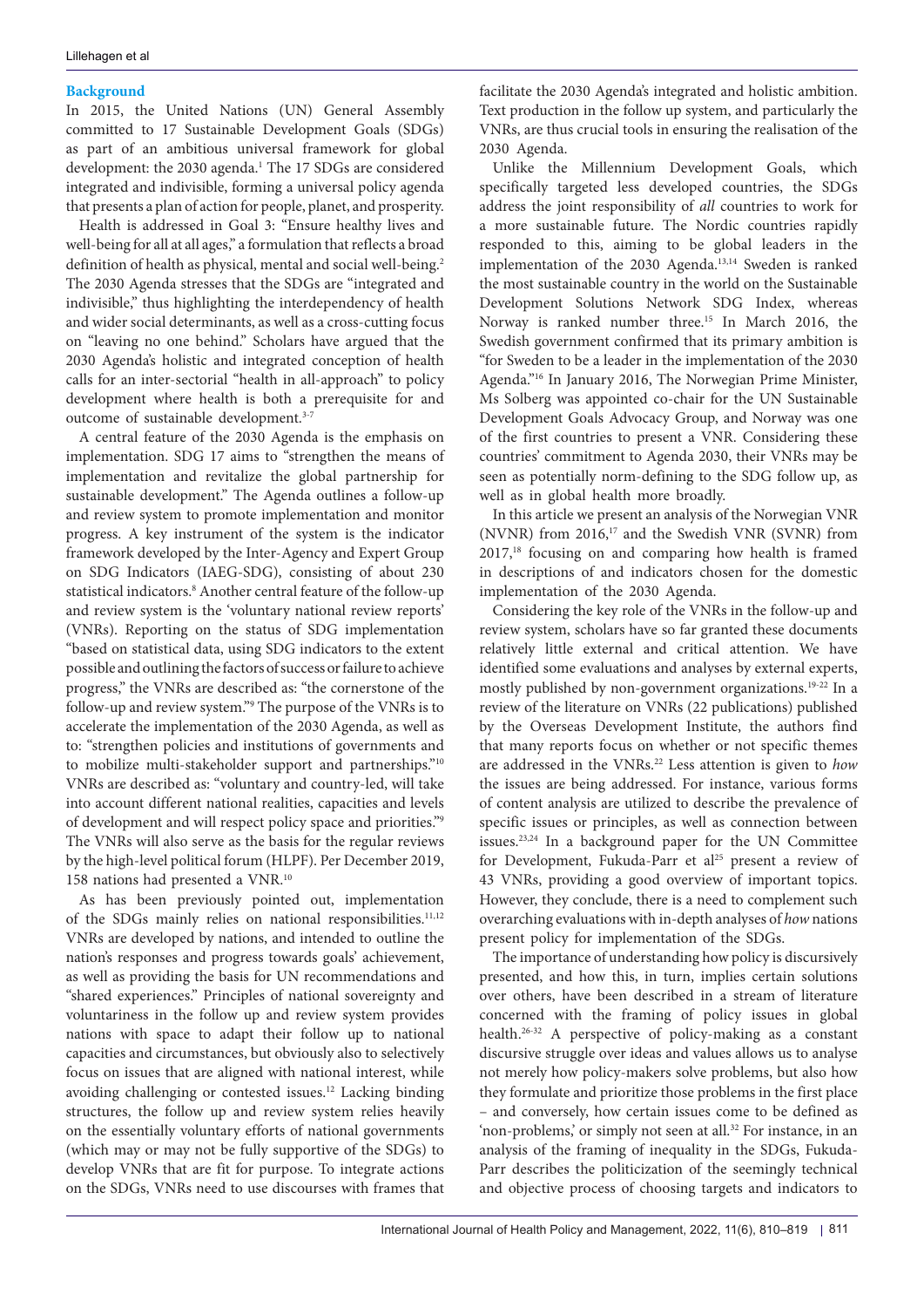## Background

In 2015, the United Nations (UN) General Assembly committed to 17 Sustainable Development Goals (SDGs) as part of an ambitious universal framework for global development: the 2030 agenda.[1] The 17 SDGs are considered integrated and indivisible, forming a universal policy agenda that presents a plan of action for people, planet, and prosperity.

Health is addressed in Goal 3: "Ensure healthy lives and well-being for all at all ages," a formulation that reflects a broad definition of health as physical, mental and social well-being.[2] The 2030 Agenda stresses that the SDGs are "integrated and indivisible," thus highlighting the interdependency of health and wider social determinants, as well as a cross-cutting focus on "leaving no one behind." Scholars have argued that the 2030 Agenda's holistic and integrated conception of health calls for an inter-sectorial "health in all-approach" to policy development where health is both a prerequisite for and outcome of sustainable development.[3-7]

A central feature of the 2030 Agenda is the emphasis on implementation. SDG 17 aims to "strengthen the means of implementation and revitalize the global partnership for sustainable development." The Agenda outlines a follow-up and review system to promote implementation and monitor progress. A key instrument of the system is the indicator framework developed by the Inter-Agency and Expert Group on SDG Indicators (IAEG-SDG), consisting of about 230 statistical indicators.[8] Another central feature of the follow-up and review system is the 'voluntary national review reports' (VNRs). Reporting on the status of SDG implementation "based on statistical data, using SDG indicators to the extent possible and outlining the factors of success or failure to achieve progress," the VNRs are described as: "the cornerstone of the follow-up and review system."[9] The purpose of the VNRs is to accelerate the implementation of the 2030 Agenda, as well as to: "strengthen policies and institutions of governments and to mobilize multi-stakeholder support and partnerships."[10] VNRs are described as: "voluntary and country-led, will take into account different national realities, capacities and levels of development and will respect policy space and priorities."[9] The VNRs will also serve as the basis for the regular reviews by the high-level political forum (HLPF). Per December 2019, 158 nations had presented a VNR.[10]

As has been previously pointed out, implementation of the SDGs mainly relies on national responsibilities.[11,12] VNRs are developed by nations, and intended to outline the nation's responses and progress towards goals' achievement, as well as providing the basis for UN recommendations and "shared experiences." Principles of national sovereignty and voluntariness in the follow up and review system provides nations with space to adapt their follow up to national capacities and circumstances, but obviously also to selectively focus on issues that are aligned with national interest, while avoiding challenging or contested issues.[12] Lacking binding structures, the follow up and review system relies heavily on the essentially voluntary efforts of national governments (which may or may not be fully supportive of the SDGs) to develop VNRs that are fit for purpose. To integrate actions on the SDGs, VNRs need to use discourses with frames that facilitate the 2030 Agenda's integrated and holistic ambition. Text production in the follow up system, and particularly the VNRs, are thus crucial tools in ensuring the realisation of the 2030 Agenda.

Unlike the Millennium Development Goals, which specifically targeted less developed countries, the SDGs address the joint responsibility of *all* countries to work for a more sustainable future. The Nordic countries rapidly responded to this, aiming to be global leaders in the implementation of the 2030 Agenda.[13,14] Sweden is ranked the most sustainable country in the world on the Sustainable Development Solutions Network SDG Index, whereas Norway is ranked number three.[15] In March 2016, the Swedish government confirmed that its primary ambition is "for Sweden to be a leader in the implementation of the 2030 Agenda."[16] In January 2016, The Norwegian Prime Minister, Ms Solberg was appointed co-chair for the UN Sustainable Development Goals Advocacy Group, and Norway was one of the first countries to present a VNR. Considering these countries' commitment to Agenda 2030, their VNRs may be seen as potentially norm-defining to the SDG follow up, as well as in global health more broadly.

In this article we present an analysis of the Norwegian VNR (NVNR) from 2016,[17] and the Swedish VNR (SVNR) from 2017,[18] focusing on and comparing how health is framed in descriptions of and indicators chosen for the domestic implementation of the 2030 Agenda.

Considering the key role of the VNRs in the follow-up and review system, scholars have so far granted these documents relatively little external and critical attention. We have identified some evaluations and analyses by external experts, mostly published by non-government organizations.[19-22] In a review of the literature on VNRs (22 publications) published by the Overseas Development Institute, the authors find that many reports focus on whether or not specific themes are addressed in the VNRs.[22] Less attention is given to *how* the issues are being addressed. For instance, various forms of content analysis are utilized to describe the prevalence of specific issues or principles, as well as connection between issues.[23,24] In a background paper for the UN Committee for Development, Fukuda-Parr et al[25] present a review of 43 VNRs, providing a good overview of important topics. However, they conclude, there is a need to complement such overarching evaluations with in-depth analyses of *how* nations present policy for implementation of the SDGs.

The importance of understanding how policy is discursively presented, and how this, in turn, implies certain solutions over others, have been described in a stream of literature concerned with the framing of policy issues in global health.[26-32] A perspective of policy-making as a constant discursive struggle over ideas and values allows us to analyse not merely how policy-makers solve problems, but also how they formulate and prioritize those problems in the first place – and conversely, how certain issues come to be defined as 'non-problems,' or simply not seen at all.[32] For instance, in an analysis of the framing of inequality in the SDGs, Fukuda-Parr describes the politicization of the seemingly technical and objective process of choosing targets and indicators to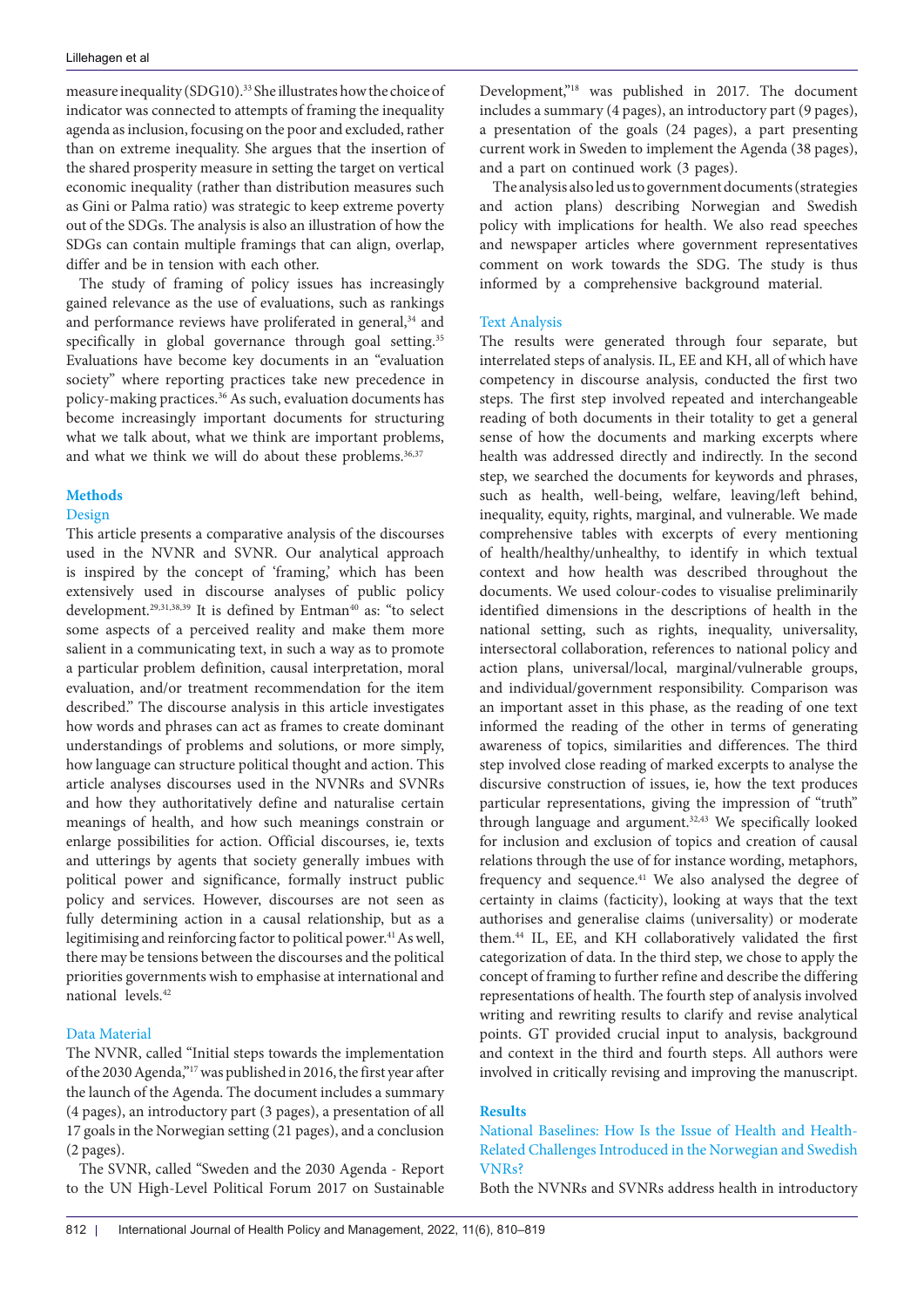measure inequality (SDG10).[33] She illustrates how the choice of indicator was connected to attempts of framing the inequality agenda as inclusion, focusing on the poor and excluded, rather than on extreme inequality. She argues that the insertion of the shared prosperity measure in setting the target on vertical economic inequality (rather than distribution measures such as Gini or Palma ratio) was strategic to keep extreme poverty out of the SDGs. The analysis is also an illustration of how the SDGs can contain multiple framings that can align, overlap, differ and be in tension with each other.

The study of framing of policy issues has increasingly gained relevance as the use of evaluations, such as rankings and performance reviews have proliferated in general,[34] and specifically in global governance through goal setting.[35] Evaluations have become key documents in an "evaluation society" where reporting practices take new precedence in policy-making practices.[36] As such, evaluation documents has become increasingly important documents for structuring what we talk about, what we think are important problems, and what we think we will do about these problems.[36,37]

## Methods

### Design

This article presents a comparative analysis of the discourses used in the NVNR and SVNR. Our analytical approach is inspired by the concept of 'framing,' which has been extensively used in discourse analyses of public policy development.[29,31,38,39] It is defined by Entman[40] as: "to select some aspects of a perceived reality and make them more salient in a communicating text, in such a way as to promote a particular problem definition, causal interpretation, moral evaluation, and/or treatment recommendation for the item described." The discourse analysis in this article investigates how words and phrases can act as frames to create dominant understandings of problems and solutions, or more simply, how language can structure political thought and action. This article analyses discourses used in the NVNRs and SVNRs and how they authoritatively define and naturalise certain meanings of health, and how such meanings constrain or enlarge possibilities for action. Official discourses, ie, texts and utterings by agents that society generally imbues with political power and significance, formally instruct public policy and services. However, discourses are not seen as fully determining action in a causal relationship, but as a legitimising and reinforcing factor to political power.[41] As well, there may be tensions between the discourses and the political priorities governments wish to emphasise at international and national levels.[42]

### Data Material

The NVNR, called "Initial steps towards the implementation of the 2030 Agenda,"[17] was published in 2016, the first year after the launch of the Agenda. The document includes a summary (4 pages), an introductory part (3 pages), a presentation of all 17 goals in the Norwegian setting (21 pages), and a conclusion (2 pages).

The SVNR, called "Sweden and the 2030 Agenda - Report to the UN High-Level Political Forum 2017 on Sustainable Development,"[18] was published in 2017. The document includes a summary (4 pages), an introductory part (9 pages), a presentation of the goals (24 pages), a part presenting current work in Sweden to implement the Agenda (38 pages), and a part on continued work (3 pages).

The analysis also led us to government documents (strategies and action plans) describing Norwegian and Swedish policy with implications for health. We also read speeches and newspaper articles where government representatives comment on work towards the SDG. The study is thus informed by a comprehensive background material.

### Text Analysis

The results were generated through four separate, but interrelated steps of analysis. IL, EE and KH, all of which have competency in discourse analysis, conducted the first two steps. The first step involved repeated and interchangeable reading of both documents in their totality to get a general sense of how the documents and marking excerpts where health was addressed directly and indirectly. In the second step, we searched the documents for keywords and phrases, such as health, well-being, welfare, leaving/left behind, inequality, equity, rights, marginal, and vulnerable. We made comprehensive tables with excerpts of every mentioning of health/healthy/unhealthy, to identify in which textual context and how health was described throughout the documents. We used colour-codes to visualise preliminarily identified dimensions in the descriptions of health in the national setting, such as rights, inequality, universality, intersectoral collaboration, references to national policy and action plans, universal/local, marginal/vulnerable groups, and individual/government responsibility. Comparison was an important asset in this phase, as the reading of one text informed the reading of the other in terms of generating awareness of topics, similarities and differences. The third step involved close reading of marked excerpts to analyse the discursive construction of issues, ie, how the text produces particular representations, giving the impression of "truth" through language and argument.[32,43] We specifically looked for inclusion and exclusion of topics and creation of causal relations through the use of for instance wording, metaphors, frequency and sequence.[41] We also analysed the degree of certainty in claims (facticity), looking at ways that the text authorises and generalise claims (universality) or moderate them.[44] IL, EE, and KH collaboratively validated the first categorization of data. In the third step, we chose to apply the concept of framing to further refine and describe the differing representations of health. The fourth step of analysis involved writing and rewriting results to clarify and revise analytical points. GT provided crucial input to analysis, background and context in the third and fourth steps. All authors were involved in critically revising and improving the manuscript.

## Results

### National Baselines: How Is the Issue of Health and Health-Related Challenges Introduced in the Norwegian and Swedish VNRs?

Both the NVNRs and SVNRs address health in introductory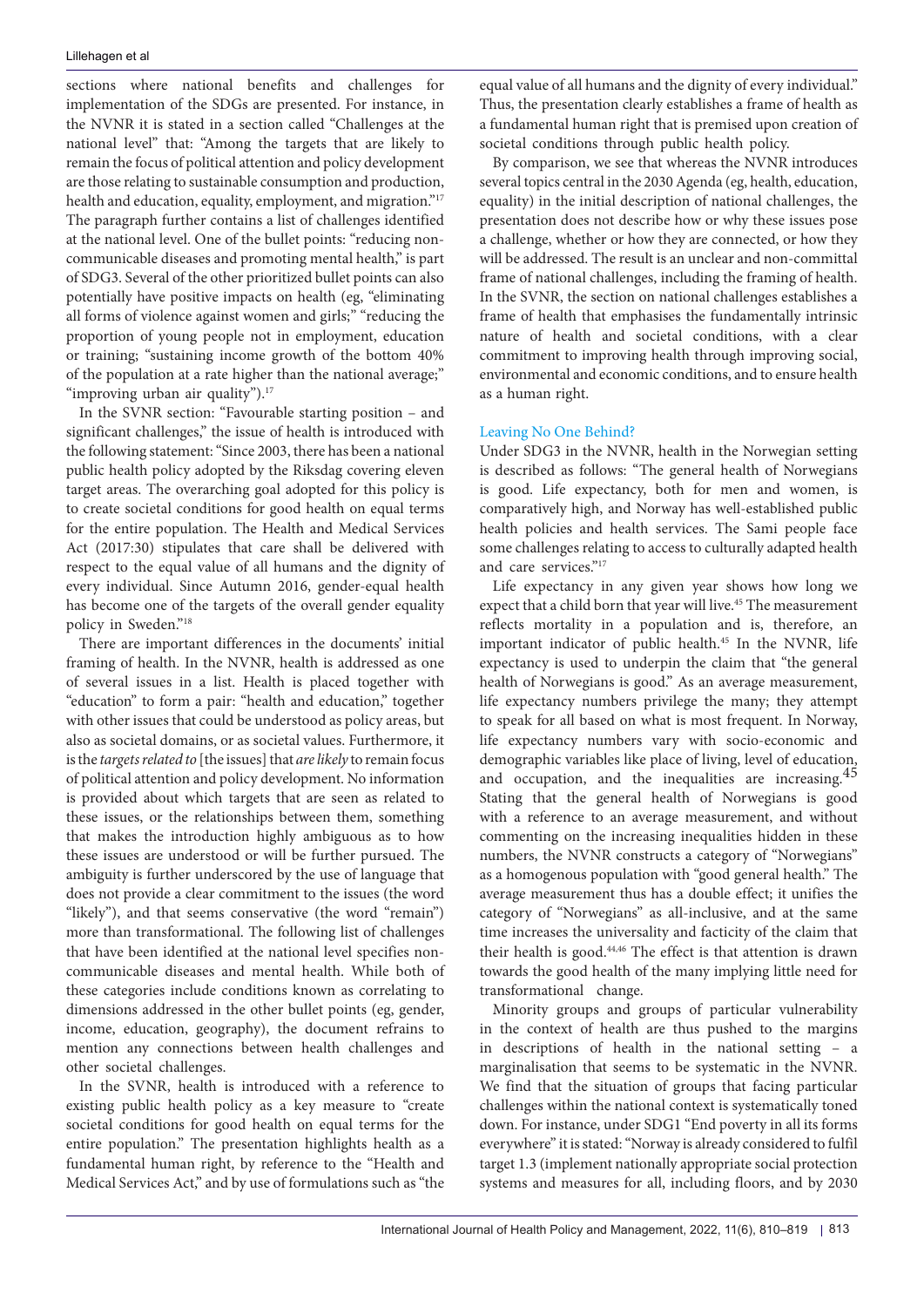sections where national benefits and challenges for implementation of the SDGs are presented. For instance, in the NVNR it is stated in a section called "Challenges at the national level" that: "Among the targets that are likely to remain the focus of political attention and policy development are those relating to sustainable consumption and production, health and education, equality, employment, and migration."[17] The paragraph further contains a list of challenges identified at the national level. One of the bullet points: "reducing non-communicable diseases and promoting mental health," is part of SDG3. Several of the other prioritized bullet points can also potentially have positive impacts on health (eg, "eliminating all forms of violence against women and girls;" "reducing the proportion of young people not in employment, education or training; "sustaining income growth of the bottom 40% of the population at a rate higher than the national average;" "improving urban air quality").[17]

In the SVNR section: "Favourable starting position – and significant challenges," the issue of health is introduced with the following statement: "Since 2003, there has been a national public health policy adopted by the Riksdag covering eleven target areas. The overarching goal adopted for this policy is to create societal conditions for good health on equal terms for the entire population. The Health and Medical Services Act (2017:30) stipulates that care shall be delivered with respect to the equal value of all humans and the dignity of every individual. Since Autumn 2016, gender-equal health has become one of the targets of the overall gender equality policy in Sweden."[18]

There are important differences in the documents' initial framing of health. In the NVNR, health is addressed as one of several issues in a list. Health is placed together with "education" to form a pair: "health and education," together with other issues that could be understood as policy areas, but also as societal domains, or as societal values. Furthermore, it is the *targets related to* [the issues] that *are likely* to remain focus of political attention and policy development. No information is provided about which targets that are seen as related to these issues, or the relationships between them, something that makes the introduction highly ambiguous as to how these issues are understood or will be further pursued. The ambiguity is further underscored by the use of language that does not provide a clear commitment to the issues (the word "likely"), and that seems conservative (the word "remain") more than transformational. The following list of challenges that have been identified at the national level specifies non-communicable diseases and mental health. While both of these categories include conditions known as correlating to dimensions addressed in the other bullet points (eg, gender, income, education, geography), the document refrains to mention any connections between health challenges and other societal challenges.

In the SVNR, health is introduced with a reference to existing public health policy as a key measure to "create societal conditions for good health on equal terms for the entire population." The presentation highlights health as a fundamental human right, by reference to the "Health and Medical Services Act," and by use of formulations such as "the equal value of all humans and the dignity of every individual." Thus, the presentation clearly establishes a frame of health as a fundamental human right that is premised upon creation of societal conditions through public health policy.

By comparison, we see that whereas the NVNR introduces several topics central in the 2030 Agenda (eg, health, education, equality) in the initial description of national challenges, the presentation does not describe how or why these issues pose a challenge, whether or how they are connected, or how they will be addressed. The result is an unclear and non-committal frame of national challenges, including the framing of health. In the SVNR, the section on national challenges establishes a frame of health that emphasises the fundamentally intrinsic nature of health and societal conditions, with a clear commitment to improving health through improving social, environmental and economic conditions, and to ensure health as a human right.

### Leaving No One Behind?

Under SDG3 in the NVNR, health in the Norwegian setting is described as follows: "The general health of Norwegians is good. Life expectancy, both for men and women, is comparatively high, and Norway has well-established public health policies and health services. The Sami people face some challenges relating to access to culturally adapted health and care services."[17]

Life expectancy in any given year shows how long we expect that a child born that year will live.[45] The measurement reflects mortality in a population and is, therefore, an important indicator of public health.[45] In the NVNR, life expectancy is used to underpin the claim that "the general health of Norwegians is good." As an average measurement, life expectancy numbers privilege the many; they attempt to speak for all based on what is most frequent. In Norway, life expectancy numbers vary with socio-economic and demographic variables like place of living, level of education, and occupation, and the inequalities are increasing.[45] Stating that the general health of Norwegians is good with a reference to an average measurement, and without commenting on the increasing inequalities hidden in these numbers, the NVNR constructs a category of "Norwegians" as a homogenous population with "good general health." The average measurement thus has a double effect; it unifies the category of "Norwegians" as all-inclusive, and at the same time increases the universality and facticity of the claim that their health is good.[44,46] The effect is that attention is drawn towards the good health of the many implying little need for transformational change.

Minority groups and groups of particular vulnerability in the context of health are thus pushed to the margins in descriptions of health in the national setting – a marginalisation that seems to be systematic in the NVNR. We find that the situation of groups that facing particular challenges within the national context is systematically toned down. For instance, under SDG1 "End poverty in all its forms everywhere" it is stated: "Norway is already considered to fulfil target 1.3 (implement nationally appropriate social protection systems and measures for all, including floors, and by 2030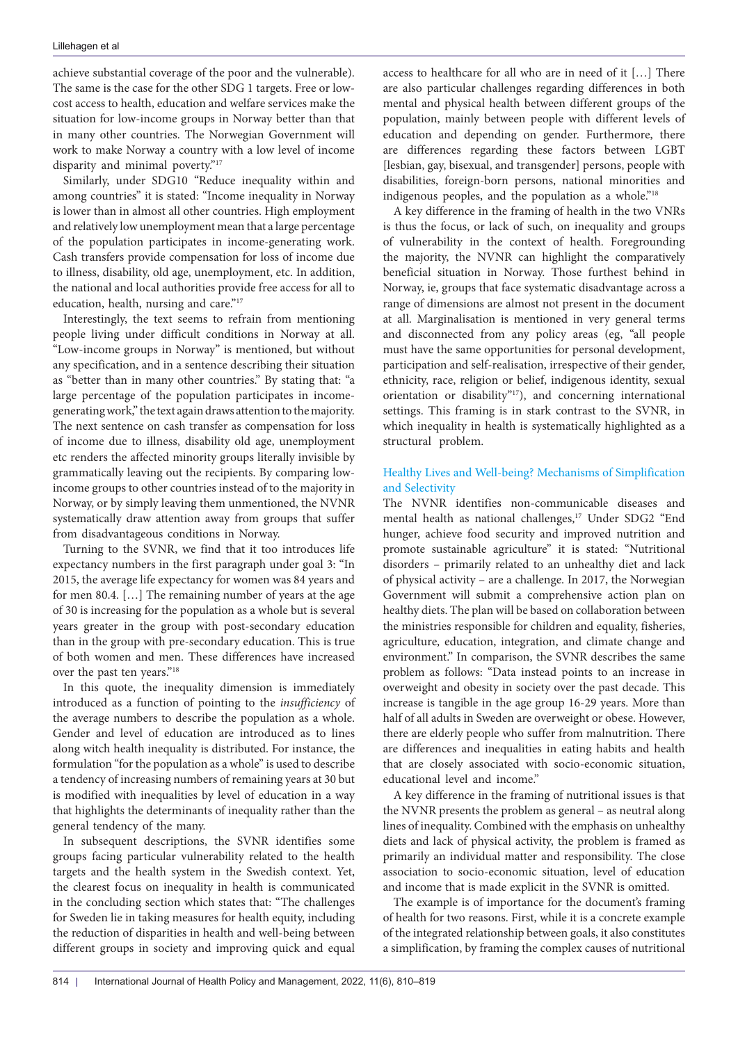achieve substantial coverage of the poor and the vulnerable). The same is the case for the other SDG 1 targets. Free or low-cost access to health, education and welfare services make the situation for low-income groups in Norway better than that in many other countries. The Norwegian Government will work to make Norway a country with a low level of income disparity and minimal poverty."[17]

Similarly, under SDG10 "Reduce inequality within and among countries" it is stated: "Income inequality in Norway is lower than in almost all other countries. High employment and relatively low unemployment mean that a large percentage of the population participates in income-generating work. Cash transfers provide compensation for loss of income due to illness, disability, old age, unemployment, etc. In addition, the national and local authorities provide free access for all to education, health, nursing and care."[17]

Interestingly, the text seems to refrain from mentioning people living under difficult conditions in Norway at all. "Low-income groups in Norway" is mentioned, but without any specification, and in a sentence describing their situation as "better than in many other countries." By stating that: "a large percentage of the population participates in income-generating work," the text again draws attention to the majority. The next sentence on cash transfer as compensation for loss of income due to illness, disability old age, unemployment etc renders the affected minority groups literally invisible by grammatically leaving out the recipients. By comparing low-income groups to other countries instead of to the majority in Norway, or by simply leaving them unmentioned, the NVNR systematically draw attention away from groups that suffer from disadvantageous conditions in Norway.

Turning to the SVNR, we find that it too introduces life expectancy numbers in the first paragraph under goal 3: "In 2015, the average life expectancy for women was 84 years and for men 80.4. […] The remaining number of years at the age of 30 is increasing for the population as a whole but is several years greater in the group with post-secondary education than in the group with pre-secondary education. This is true of both women and men. These differences have increased over the past ten years."[18]

In this quote, the inequality dimension is immediately introduced as a function of pointing to the *insufficiency* of the average numbers to describe the population as a whole. Gender and level of education are introduced as to lines along witch health inequality is distributed. For instance, the formulation "for the population as a whole" is used to describe a tendency of increasing numbers of remaining years at 30 but is modified with inequalities by level of education in a way that highlights the determinants of inequality rather than the general tendency of the many.

In subsequent descriptions, the SVNR identifies some groups facing particular vulnerability related to the health targets and the health system in the Swedish context. Yet, the clearest focus on inequality in health is communicated in the concluding section which states that: "The challenges for Sweden lie in taking measures for health equity, including the reduction of disparities in health and well-being between different groups in society and improving quick and equal access to healthcare for all who are in need of it […] There are also particular challenges regarding differences in both mental and physical health between different groups of the population, mainly between people with different levels of education and depending on gender. Furthermore, there are differences regarding these factors between LGBT [lesbian, gay, bisexual, and transgender] persons, people with disabilities, foreign-born persons, national minorities and indigenous peoples, and the population as a whole."[18]

A key difference in the framing of health in the two VNRs is thus the focus, or lack of such, on inequality and groups of vulnerability in the context of health. Foregrounding the majority, the NVNR can highlight the comparatively beneficial situation in Norway. Those furthest behind in Norway, ie, groups that face systematic disadvantage across a range of dimensions are almost not present in the document at all. Marginalisation is mentioned in very general terms and disconnected from any policy areas (eg, "all people must have the same opportunities for personal development, participation and self-realisation, irrespective of their gender, ethnicity, race, religion or belief, indigenous identity, sexual orientation or disability"[17]), and concerning international settings. This framing is in stark contrast to the SVNR, in which inequality in health is systematically highlighted as a structural problem.

### Healthy Lives and Well-being? Mechanisms of Simplification and Selectivity

The NVNR identifies non-communicable diseases and mental health as national challenges,[17] Under SDG2 "End hunger, achieve food security and improved nutrition and promote sustainable agriculture" it is stated: "Nutritional disorders – primarily related to an unhealthy diet and lack of physical activity – are a challenge. In 2017, the Norwegian Government will submit a comprehensive action plan on healthy diets. The plan will be based on collaboration between the ministries responsible for children and equality, fisheries, agriculture, education, integration, and climate change and environment." In comparison, the SVNR describes the same problem as follows: "Data instead points to an increase in overweight and obesity in society over the past decade. This increase is tangible in the age group 16-29 years. More than half of all adults in Sweden are overweight or obese. However, there are elderly people who suffer from malnutrition. There are differences and inequalities in eating habits and health that are closely associated with socio-economic situation, educational level and income."

A key difference in the framing of nutritional issues is that the NVNR presents the problem as general – as neutral along lines of inequality. Combined with the emphasis on unhealthy diets and lack of physical activity, the problem is framed as primarily an individual matter and responsibility. The close association to socio-economic situation, level of education and income that is made explicit in the SVNR is omitted.

The example is of importance for the document's framing of health for two reasons. First, while it is a concrete example of the integrated relationship between goals, it also constitutes a simplification, by framing the complex causes of nutritional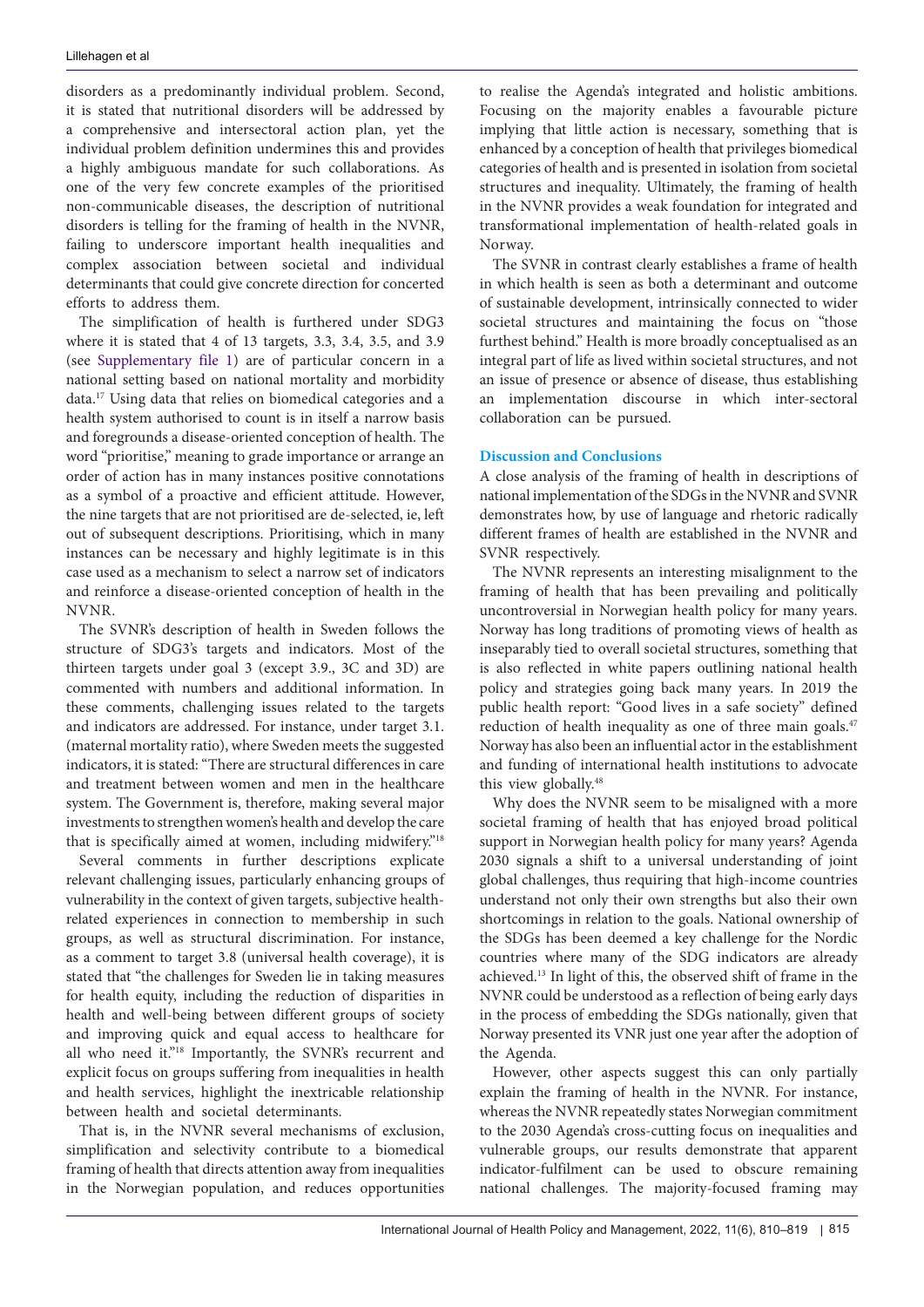disorders as a predominantly individual problem. Second, it is stated that nutritional disorders will be addressed by a comprehensive and intersectoral action plan, yet the individual problem definition undermines this and provides a highly ambiguous mandate for such collaborations. As one of the very few concrete examples of the prioritised non-communicable diseases, the description of nutritional disorders is telling for the framing of health in the NVNR, failing to underscore important health inequalities and complex association between societal and individual determinants that could give concrete direction for concerted efforts to address them.

The simplification of health is furthered under SDG3 where it is stated that 4 of 13 targets, 3.3, 3.4, 3.5, and 3.9 (see Supplementary file 1) are of particular concern in a national setting based on national mortality and morbidity data.[17] Using data that relies on biomedical categories and a health system authorised to count is in itself a narrow basis and foregrounds a disease-oriented conception of health. The word "prioritise," meaning to grade importance or arrange an order of action has in many instances positive connotations as a symbol of a proactive and efficient attitude. However, the nine targets that are not prioritised are de-selected, ie, left out of subsequent descriptions. Prioritising, which in many instances can be necessary and highly legitimate is in this case used as a mechanism to select a narrow set of indicators and reinforce a disease-oriented conception of health in the NVNR.

The SVNR's description of health in Sweden follows the structure of SDG3's targets and indicators. Most of the thirteen targets under goal 3 (except 3.9., 3C and 3D) are commented with numbers and additional information. In these comments, challenging issues related to the targets and indicators are addressed. For instance, under target 3.1. (maternal mortality ratio), where Sweden meets the suggested indicators, it is stated: "There are structural differences in care and treatment between women and men in the healthcare system. The Government is, therefore, making several major investments to strengthen women's health and develop the care that is specifically aimed at women, including midwifery."[18]

Several comments in further descriptions explicate relevant challenging issues, particularly enhancing groups of vulnerability in the context of given targets, subjective health-related experiences in connection to membership in such groups, as well as structural discrimination. For instance, as a comment to target 3.8 (universal health coverage), it is stated that "the challenges for Sweden lie in taking measures for health equity, including the reduction of disparities in health and well-being between different groups of society and improving quick and equal access to healthcare for all who need it."[18] Importantly, the SVNR's recurrent and explicit focus on groups suffering from inequalities in health and health services, highlight the inextricable relationship between health and societal determinants.

That is, in the NVNR several mechanisms of exclusion, simplification and selectivity contribute to a biomedical framing of health that directs attention away from inequalities in the Norwegian population, and reduces opportunities to realise the Agenda's integrated and holistic ambitions. Focusing on the majority enables a favourable picture implying that little action is necessary, something that is enhanced by a conception of health that privileges biomedical categories of health and is presented in isolation from societal structures and inequality. Ultimately, the framing of health in the NVNR provides a weak foundation for integrated and transformational implementation of health-related goals in Norway.

The SVNR in contrast clearly establishes a frame of health in which health is seen as both a determinant and outcome of sustainable development, intrinsically connected to wider societal structures and maintaining the focus on "those furthest behind." Health is more broadly conceptualised as an integral part of life as lived within societal structures, and not an issue of presence or absence of disease, thus establishing an implementation discourse in which inter-sectoral collaboration can be pursued.

## Discussion and Conclusions

A close analysis of the framing of health in descriptions of national implementation of the SDGs in the NVNR and SVNR demonstrates how, by use of language and rhetoric radically different frames of health are established in the NVNR and SVNR respectively.

The NVNR represents an interesting misalignment to the framing of health that has been prevailing and politically uncontroversial in Norwegian health policy for many years. Norway has long traditions of promoting views of health as inseparably tied to overall societal structures, something that is also reflected in white papers outlining national health policy and strategies going back many years. In 2019 the public health report: "Good lives in a safe society" defined reduction of health inequality as one of three main goals.[47] Norway has also been an influential actor in the establishment and funding of international health institutions to advocate this view globally.[48]

Why does the NVNR seem to be misaligned with a more societal framing of health that has enjoyed broad political support in Norwegian health policy for many years? Agenda 2030 signals a shift to a universal understanding of joint global challenges, thus requiring that high-income countries understand not only their own strengths but also their own shortcomings in relation to the goals. National ownership of the SDGs has been deemed a key challenge for the Nordic countries where many of the SDG indicators are already achieved.[13] In light of this, the observed shift of frame in the NVNR could be understood as a reflection of being early days in the process of embedding the SDGs nationally, given that Norway presented its VNR just one year after the adoption of the Agenda.

However, other aspects suggest this can only partially explain the framing of health in the NVNR. For instance, whereas the NVNR repeatedly states Norwegian commitment to the 2030 Agenda's cross-cutting focus on inequalities and vulnerable groups, our results demonstrate that apparent indicator-fulfilment can be used to obscure remaining national challenges. The majority-focused framing may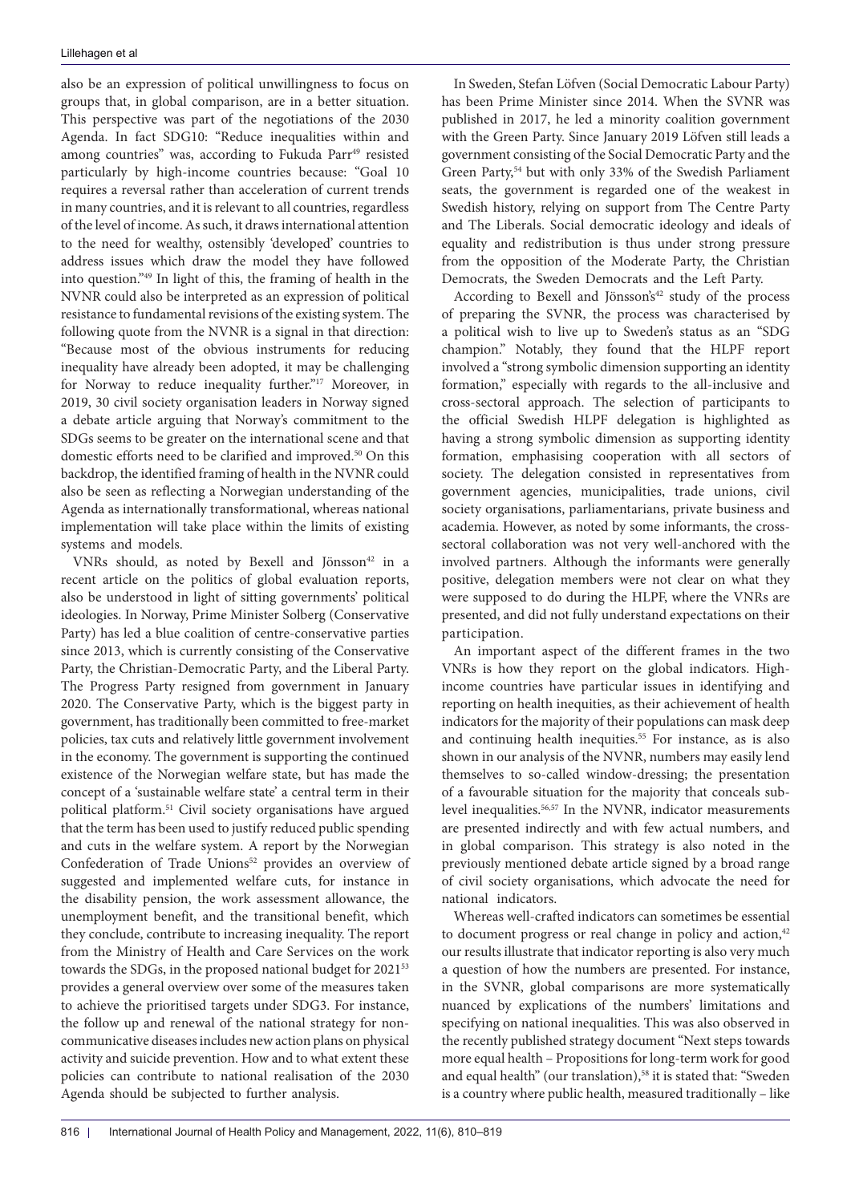also be an expression of political unwillingness to focus on groups that, in global comparison, are in a better situation. This perspective was part of the negotiations of the 2030 Agenda. In fact SDG10: "Reduce inequalities within and among countries" was, according to Fukuda Parr[49] resisted particularly by high-income countries because: "Goal 10 requires a reversal rather than acceleration of current trends in many countries, and it is relevant to all countries, regardless of the level of income. As such, it draws international attention to the need for wealthy, ostensibly 'developed' countries to address issues which draw the model they have followed into question."[49] In light of this, the framing of health in the NVNR could also be interpreted as an expression of political resistance to fundamental revisions of the existing system. The following quote from the NVNR is a signal in that direction: "Because most of the obvious instruments for reducing inequality have already been adopted, it may be challenging for Norway to reduce inequality further."[17] Moreover, in 2019, 30 civil society organisation leaders in Norway signed a debate article arguing that Norway's commitment to the SDGs seems to be greater on the international scene and that domestic efforts need to be clarified and improved.[50] On this backdrop, the identified framing of health in the NVNR could also be seen as reflecting a Norwegian understanding of the Agenda as internationally transformational, whereas national implementation will take place within the limits of existing systems and models.

VNRs should, as noted by Bexell and Jönsson[42] in a recent article on the politics of global evaluation reports, also be understood in light of sitting governments' political ideologies. In Norway, Prime Minister Solberg (Conservative Party) has led a blue coalition of centre-conservative parties since 2013, which is currently consisting of the Conservative Party, the Christian-Democratic Party, and the Liberal Party. The Progress Party resigned from government in January 2020. The Conservative Party, which is the biggest party in government, has traditionally been committed to free-market policies, tax cuts and relatively little government involvement in the economy. The government is supporting the continued existence of the Norwegian welfare state, but has made the concept of a 'sustainable welfare state' a central term in their political platform.[51] Civil society organisations have argued that the term has been used to justify reduced public spending and cuts in the welfare system. A report by the Norwegian Confederation of Trade Unions[52] provides an overview of suggested and implemented welfare cuts, for instance in the disability pension, the work assessment allowance, the unemployment benefit, and the transitional benefit, which they conclude, contribute to increasing inequality. The report from the Ministry of Health and Care Services on the work towards the SDGs, in the proposed national budget for 2021[53] provides a general overview over some of the measures taken to achieve the prioritised targets under SDG3. For instance, the follow up and renewal of the national strategy for non-communicative diseases includes new action plans on physical activity and suicide prevention. How and to what extent these policies can contribute to national realisation of the 2030 Agenda should be subjected to further analysis.

In Sweden, Stefan Löfven (Social Democratic Labour Party) has been Prime Minister since 2014. When the SVNR was published in 2017, he led a minority coalition government with the Green Party. Since January 2019 Löfven still leads a government consisting of the Social Democratic Party and the Green Party,[54] but with only 33% of the Swedish Parliament seats, the government is regarded one of the weakest in Swedish history, relying on support from The Centre Party and The Liberals. Social democratic ideology and ideals of equality and redistribution is thus under strong pressure from the opposition of the Moderate Party, the Christian Democrats, the Sweden Democrats and the Left Party.

According to Bexell and Jönsson's[42] study of the process of preparing the SVNR, the process was characterised by a political wish to live up to Sweden's status as an "SDG champion." Notably, they found that the HLPF report involved a "strong symbolic dimension supporting an identity formation," especially with regards to the all-inclusive and cross-sectoral approach. The selection of participants to the official Swedish HLPF delegation is highlighted as having a strong symbolic dimension as supporting identity formation, emphasising cooperation with all sectors of society. The delegation consisted in representatives from government agencies, municipalities, trade unions, civil society organisations, parliamentarians, private business and academia. However, as noted by some informants, the cross-sectoral collaboration was not very well-anchored with the involved partners. Although the informants were generally positive, delegation members were not clear on what they were supposed to do during the HLPF, where the VNRs are presented, and did not fully understand expectations on their participation.

An important aspect of the different frames in the two VNRs is how they report on the global indicators. High-income countries have particular issues in identifying and reporting on health inequities, as their achievement of health indicators for the majority of their populations can mask deep and continuing health inequities.[55] For instance, as is also shown in our analysis of the NVNR, numbers may easily lend themselves to so-called window-dressing; the presentation of a favourable situation for the majority that conceals sub-level inequalities.[56,57] In the NVNR, indicator measurements are presented indirectly and with few actual numbers, and in global comparison. This strategy is also noted in the previously mentioned debate article signed by a broad range of civil society organisations, which advocate the need for national indicators.

Whereas well-crafted indicators can sometimes be essential to document progress or real change in policy and action,[42] our results illustrate that indicator reporting is also very much a question of how the numbers are presented. For instance, in the SVNR, global comparisons are more systematically nuanced by explications of the numbers' limitations and specifying on national inequalities. This was also observed in the recently published strategy document "Next steps towards more equal health – Propositions for long-term work for good and equal health" (our translation),[58] it is stated that: "Sweden is a country where public health, measured traditionally – like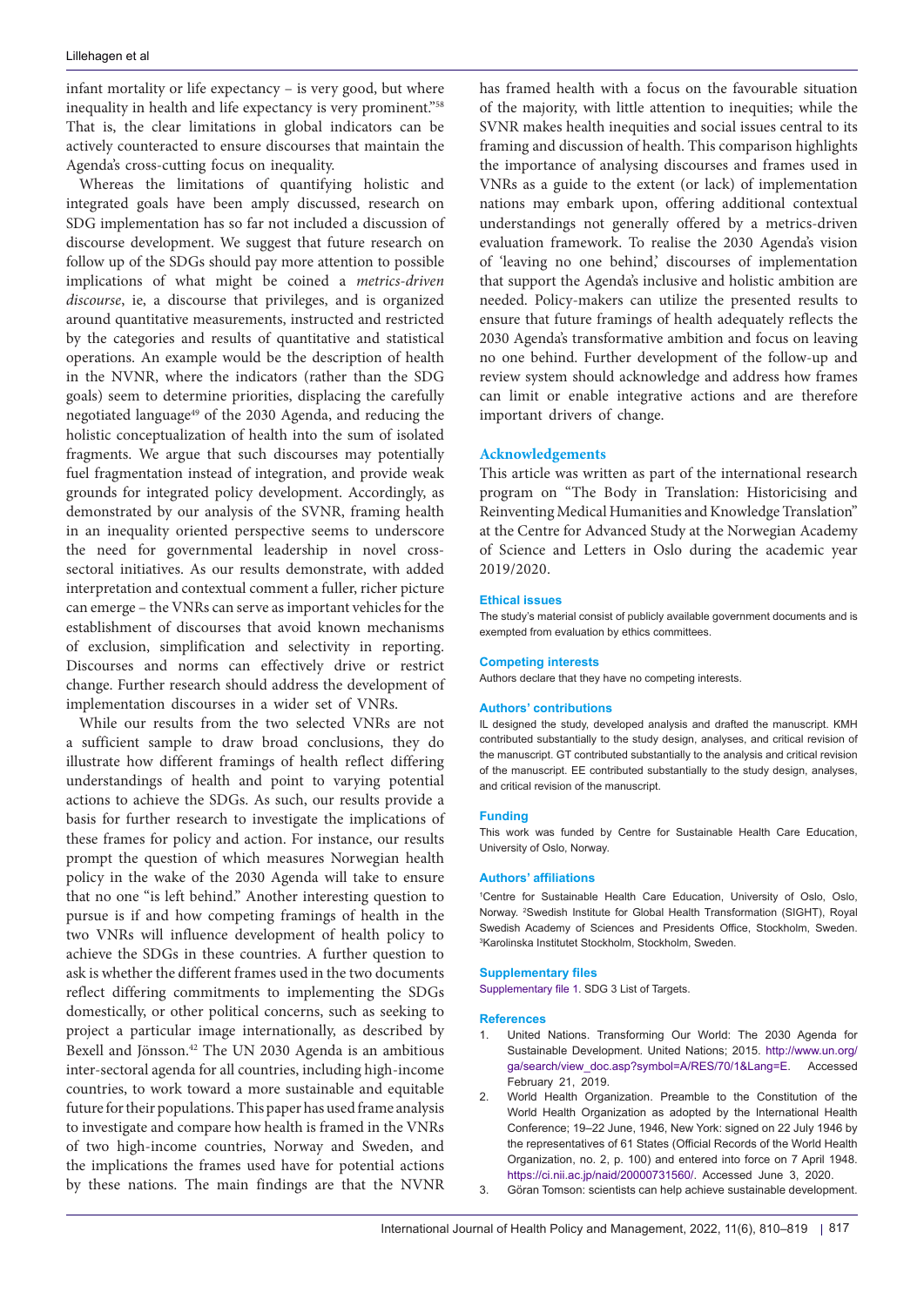infant mortality or life expectancy – is very good, but where inequality in health and life expectancy is very prominent."[58] That is, the clear limitations in global indicators can be actively counteracted to ensure discourses that maintain the Agenda's cross-cutting focus on inequality.

Whereas the limitations of quantifying holistic and integrated goals have been amply discussed, research on SDG implementation has so far not included a discussion of discourse development. We suggest that future research on follow up of the SDGs should pay more attention to possible implications of what might be coined a *metrics-driven discourse*, ie, a discourse that privileges, and is organized around quantitative measurements, instructed and restricted by the categories and results of quantitative and statistical operations. An example would be the description of health in the NVNR, where the indicators (rather than the SDG goals) seem to determine priorities, displacing the carefully negotiated language[49] of the 2030 Agenda, and reducing the holistic conceptualization of health into the sum of isolated fragments. We argue that such discourses may potentially fuel fragmentation instead of integration, and provide weak grounds for integrated policy development. Accordingly, as demonstrated by our analysis of the SVNR, framing health in an inequality oriented perspective seems to underscore the need for governmental leadership in novel cross-sectoral initiatives. As our results demonstrate, with added interpretation and contextual comment a fuller, richer picture can emerge – the VNRs can serve as important vehicles for the establishment of discourses that avoid known mechanisms of exclusion, simplification and selectivity in reporting. Discourses and norms can effectively drive or restrict change. Further research should address the development of implementation discourses in a wider set of VNRs.

While our results from the two selected VNRs are not a sufficient sample to draw broad conclusions, they do illustrate how different framings of health reflect differing understandings of health and point to varying potential actions to achieve the SDGs. As such, our results provide a basis for further research to investigate the implications of these frames for policy and action. For instance, our results prompt the question of which measures Norwegian health policy in the wake of the 2030 Agenda will take to ensure that no one "is left behind." Another interesting question to pursue is if and how competing framings of health in the two VNRs will influence development of health policy to achieve the SDGs in these countries. A further question to ask is whether the different frames used in the two documents reflect differing commitments to implementing the SDGs domestically, or other political concerns, such as seeking to project a particular image internationally, as described by Bexell and Jönsson.[42] The UN 2030 Agenda is an ambitious inter-sectoral agenda for all countries, including high-income countries, to work toward a more sustainable and equitable future for their populations. This paper has used frame analysis to investigate and compare how health is framed in the VNRs of two high-income countries, Norway and Sweden, and the implications the frames used have for potential actions by these nations. The main findings are that the NVNR has framed health with a focus on the favourable situation of the majority, with little attention to inequities; while the SVNR makes health inequities and social issues central to its framing and discussion of health. This comparison highlights the importance of analysing discourses and frames used in VNRs as a guide to the extent (or lack) of implementation nations may embark upon, offering additional contextual understandings not generally offered by a metrics-driven evaluation framework. To realise the 2030 Agenda's vision of 'leaving no one behind,' discourses of implementation that support the Agenda's inclusive and holistic ambition are needed. Policy-makers can utilize the presented results to ensure that future framings of health adequately reflects the 2030 Agenda's transformative ambition and focus on leaving no one behind. Further development of the follow-up and review system should acknowledge and address how frames can limit or enable integrative actions and are therefore important drivers of change.

## Acknowledgements

This article was written as part of the international research program on "The Body in Translation: Historicising and Reinventing Medical Humanities and Knowledge Translation" at the Centre for Advanced Study at the Norwegian Academy of Science and Letters in Oslo during the academic year 2019/2020.

### Ethical issues

The study's material consist of publicly available government documents and is exempted from evaluation by ethics committees.

### Competing interests

Authors declare that they have no competing interests.

### Authors' contributions

IL designed the study, developed analysis and drafted the manuscript. KMH contributed substantially to the study design, analyses, and critical revision of the manuscript. GT contributed substantially to the analysis and critical revision of the manuscript. EE contributed substantially to the study design, analyses, and critical revision of the manuscript.

### Funding

This work was funded by Centre for Sustainable Health Care Education, University of Oslo, Norway.

### Authors' affiliations

[1]Centre for Sustainable Health Care Education, University of Oslo, Oslo, Norway. [2]Swedish Institute for Global Health Transformation (SIGHT), Royal Swedish Academy of Sciences and Presidents Office, Stockholm, Sweden. [3]Karolinska Institutet Stockholm, Stockholm, Sweden.

### Supplementary files

Supplementary file 1. SDG 3 List of Targets.

### References

1. United Nations. Transforming Our World: The 2030 Agenda for Sustainable Development. United Nations; 2015. http://www.un.org/ga/search/view_doc.asp?symbol=A/RES/70/1&Lang=E. Accessed February 21, 2019.
2. World Health Organization. Preamble to the Constitution of the World Health Organization as adopted by the International Health Conference; 19–22 June, 1946, New York: signed on 22 July 1946 by the representatives of 61 States (Official Records of the World Health Organization, no. 2, p. 100) and entered into force on 7 April 1948. https://ci.nii.ac.jp/naid/20000731560/. Accessed June 3, 2020.
3. Göran Tomson: scientists can help achieve sustainable development.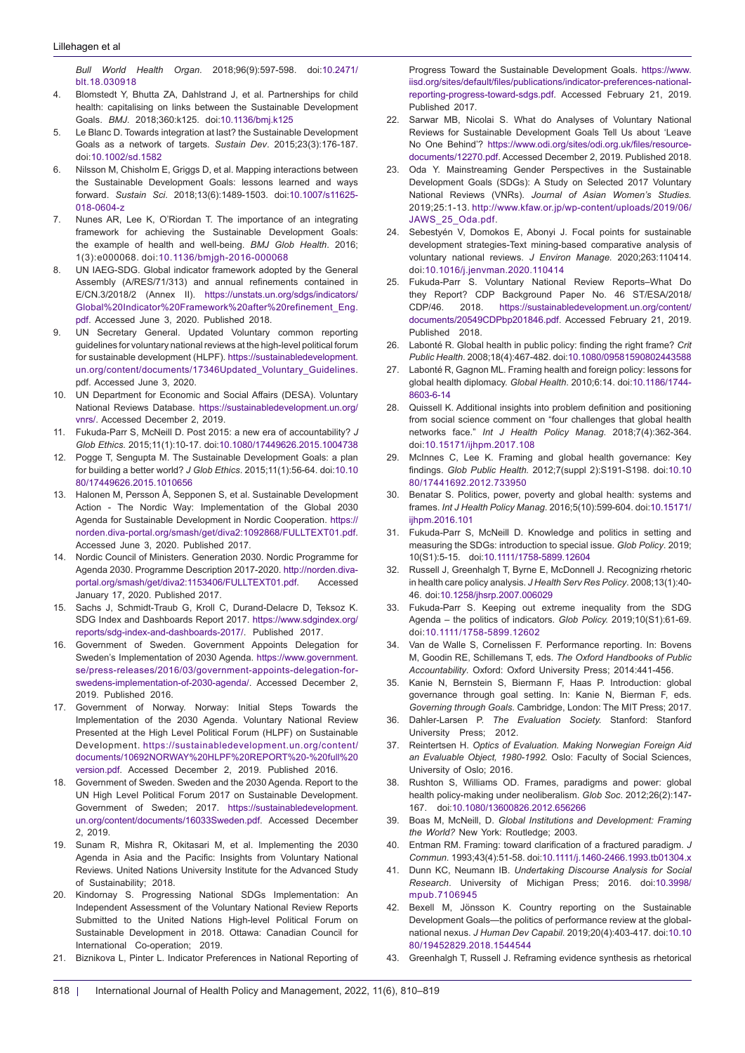*Bull World Health Organ*. 2018;96(9):597-598. doi:10.2471/blt.18.030918

4. Blomstedt Y, Bhutta ZA, Dahlstrand J, et al. Partnerships for child health: capitalising on links between the Sustainable Development Goals. *BMJ*. 2018;360:k125. doi:10.1136/bmj.k125
5. Le Blanc D. Towards integration at last? the Sustainable Development Goals as a network of targets. *Sustain Dev*. 2015;23(3):176-187. doi:10.1002/sd.1582
6. Nilsson M, Chisholm E, Griggs D, et al. Mapping interactions between the Sustainable Development Goals: lessons learned and ways forward. *Sustain Sci*. 2018;13(6):1489-1503. doi:10.1007/s11625-018-0604-z
7. Nunes AR, Lee K, O'Riordan T. The importance of an integrating framework for achieving the Sustainable Development Goals: the example of health and well-being. *BMJ Glob Health*. 2016; 1(3):e000068. doi:10.1136/bmjgh-2016-000068
8. UN IAEG-SDG. Global indicator framework adopted by the General Assembly (A/RES/71/313) and annual refinements contained in E/CN.3/2018/2 (Annex II). https://unstats.un.org/sdgs/indicators/Global%20Indicator%20Framework%20after%20refinement_Eng.pdf. Accessed June 3, 2020. Published 2018.
9. UN Secretary General. Updated Voluntary common reporting guidelines for voluntary national reviews at the high-level political forum for sustainable development (HLPF). https://sustainabledevelopment.un.org/content/documents/17346Updated_Voluntary_Guidelines.pdf. Accessed June 3, 2020.
10. UN Department for Economic and Social Affairs (DESA). Voluntary National Reviews Database. https://sustainabledevelopment.un.org/vnrs/. Accessed December 2, 2019.
11. Fukuda-Parr S, McNeill D. Post 2015: a new era of accountability? *J Glob Ethics*. 2015;11(1):10-17. doi:10.1080/17449626.2015.1004738
12. Pogge T, Sengupta M. The Sustainable Development Goals: a plan for building a better world? *J Glob Ethics*. 2015;11(1):56-64. doi:10.1080/17449626.2015.1010656
13. Halonen M, Persson Å, Sepponen S, et al. Sustainable Development Action - The Nordic Way: Implementation of the Global 2030 Agenda for Sustainable Development in Nordic Cooperation. https://norden.diva-portal.org/smash/get/diva2:1092868/FULLTEXT01.pdf. Accessed June 3, 2020. Published 2017.
14. Nordic Council of Ministers. Generation 2030. Nordic Programme for Agenda 2030. Programme Description 2017-2020. http://norden.diva-portal.org/smash/get/diva2:1153406/FULLTEXT01.pdf. Accessed January 17, 2020. Published 2017.
15. Sachs J, Schmidt-Traub G, Kroll C, Durand-Delacre D, Teksoz K. SDG Index and Dashboards Report 2017. https://www.sdgindex.org/reports/sdg-index-and-dashboards-2017/. Published 2017.
16. Government of Sweden. Government Appoints Delegation for Sweden's Implementation of 2030 Agenda. https://www.government.se/press-releases/2016/03/government-appoints-delegation-for-swedens-implementation-of-2030-agenda/. Accessed December 2, 2019. Published 2016.
17. Government of Norway. Norway: Initial Steps Towards the Implementation of the 2030 Agenda. Voluntary National Review Presented at the High Level Political Forum (HLPF) on Sustainable Development. https://sustainabledevelopment.un.org/content/documents/10692NORWAY%20HLPF%20REPORT%20-%20full%20version.pdf. Accessed December 2, 2019. Published 2016.
18. Government of Sweden. Sweden and the 2030 Agenda. Report to the UN High Level Political Forum 2017 on Sustainable Development. Government of Sweden; 2017. https://sustainabledevelopment.un.org/content/documents/16033Sweden.pdf. Accessed December 2, 2019.
19. Sunam R, Mishra R, Okitasari M, et al. Implementing the 2030 Agenda in Asia and the Pacific: Insights from Voluntary National Reviews. United Nations University Institute for the Advanced Study of Sustainability; 2018.
20. Kindornay S. Progressing National SDGs Implementation: An Independent Assessment of the Voluntary National Review Reports Submitted to the United Nations High-level Political Forum on Sustainable Development in 2018. Ottawa: Canadian Council for International Co-operation; 2019.
21. Biznikova L, Pinter L. Indicator Preferences in National Reporting of Progress Toward the Sustainable Development Goals. https://www.iisd.org/sites/default/files/publications/indicator-preferences-national-reporting-progress-toward-sdgs.pdf. Accessed February 21, 2019. Published 2017.
22. Sarwar MB, Nicolai S. What do Analyses of Voluntary National Reviews for Sustainable Development Goals Tell Us about 'Leave No One Behind'? https://www.odi.org/sites/odi.org.uk/files/resource-documents/12270.pdf. Accessed December 2, 2019. Published 2018.
23. Oda Y. Mainstreaming Gender Perspectives in the Sustainable Development Goals (SDGs): A Study on Selected 2017 Voluntary National Reviews (VNRs). *Journal of Asian Women's Studies*. 2019;25:1-13. http://www.kfaw.or.jp/wp-content/uploads/2019/06/JAWS_25_Oda.pdf.
24. Sebestyén V, Domokos E, Abonyi J. Focal points for sustainable development strategies-Text mining-based comparative analysis of voluntary national reviews. *J Environ Manage*. 2020;263:110414. doi:10.1016/j.jenvman.2020.110414
25. Fukuda-Parr S. Voluntary National Review Reports–What Do they Report? CDP Background Paper No. 46 ST/ESA/2018/CDP/46. 2018. https://sustainabledevelopment.un.org/content/documents/20549CDPbp201846.pdf. Accessed February 21, 2019. Published 2018.
26. Labonté R. Global health in public policy: finding the right frame? *Crit Public Health*. 2008;18(4):467-482. doi:10.1080/09581590802443588
27. Labonté R, Gagnon ML. Framing health and foreign policy: lessons for global health diplomacy. *Global Health*. 2010;6:14. doi:10.1186/1744-8603-6-14
28. Quissell K. Additional insights into problem definition and positioning from social science comment on "four challenges that global health networks face." *Int J Health Policy Manag*. 2018;7(4):362-364. doi:10.15171/ijhpm.2017.108
29. McInnes C, Lee K. Framing and global health governance: Key findings. *Glob Public Health*. 2012;7(suppl 2):S191-S198. doi:10.1080/17441692.2012.733950
30. Benatar S. Politics, power, poverty and global health: systems and frames. *Int J Health Policy Manag*. 2016;5(10):599-604. doi:10.15171/ijhpm.2016.101
31. Fukuda-Parr S, McNeill D. Knowledge and politics in setting and measuring the SDGs: introduction to special issue. *Glob Policy*. 2019; 10(S1):5-15. doi:10.1111/1758-5899.12604
32. Russell J, Greenhalgh T, Byrne E, McDonnell J. Recognizing rhetoric in health care policy analysis. *J Health Serv Res Policy*. 2008;13(1):40-46. doi:10.1258/jhsrp.2007.006029
33. Fukuda-Parr S. Keeping out extreme inequality from the SDG Agenda – the politics of indicators. *Glob Policy*. 2019;10(S1):61-69. doi:10.1111/1758-5899.12602
34. Van de Walle S, Cornelissen F. Performance reporting. In: Bovens M, Goodin RE, Schillemans T, eds. *The Oxford Handbooks of Public Accountability*. Oxford: Oxford University Press; 2014:441-456.
35. Kanie N, Bernstein S, Biermann F, Haas P. Introduction: global governance through goal setting. In: Kanie N, Bierman F, eds. *Governing through Goals*. Cambridge, London: The MIT Press; 2017.
36. Dahler-Larsen P. *The Evaluation Society*. Stanford: Stanford University Press; 2012.
37. Reintertsen H. *Optics of Evaluation. Making Norwegian Foreign Aid an Evaluable Object, 1980-1992*. Oslo: Faculty of Social Sciences, University of Oslo; 2016.
38. Rushton S, Williams OD. Frames, paradigms and power: global health policy-making under neoliberalism. *Glob Soc*. 2012;26(2):147-167. doi:10.1080/13600826.2012.656266
39. Boas M, McNeill, D. *Global Institutions and Development: Framing the World?* New York: Routledge; 2003.
40. Entman RM. Framing: toward clarification of a fractured paradigm. *J Commun*. 1993;43(4):51-58. doi:10.1111/j.1460-2466.1993.tb01304.x
41. Dunn KC, Neumann IB. *Undertaking Discourse Analysis for Social Research*. University of Michigan Press; 2016. doi:10.3998/mpub.7106945
42. Bexell M, Jönsson K. Country reporting on the Sustainable Development Goals—the politics of performance review at the global-national nexus. *J Human Dev Capabil*. 2019;20(4):403-417. doi:10.1080/19452829.2018.1544544
43. Greenhalgh T, Russell J. Reframing evidence synthesis as rhetorical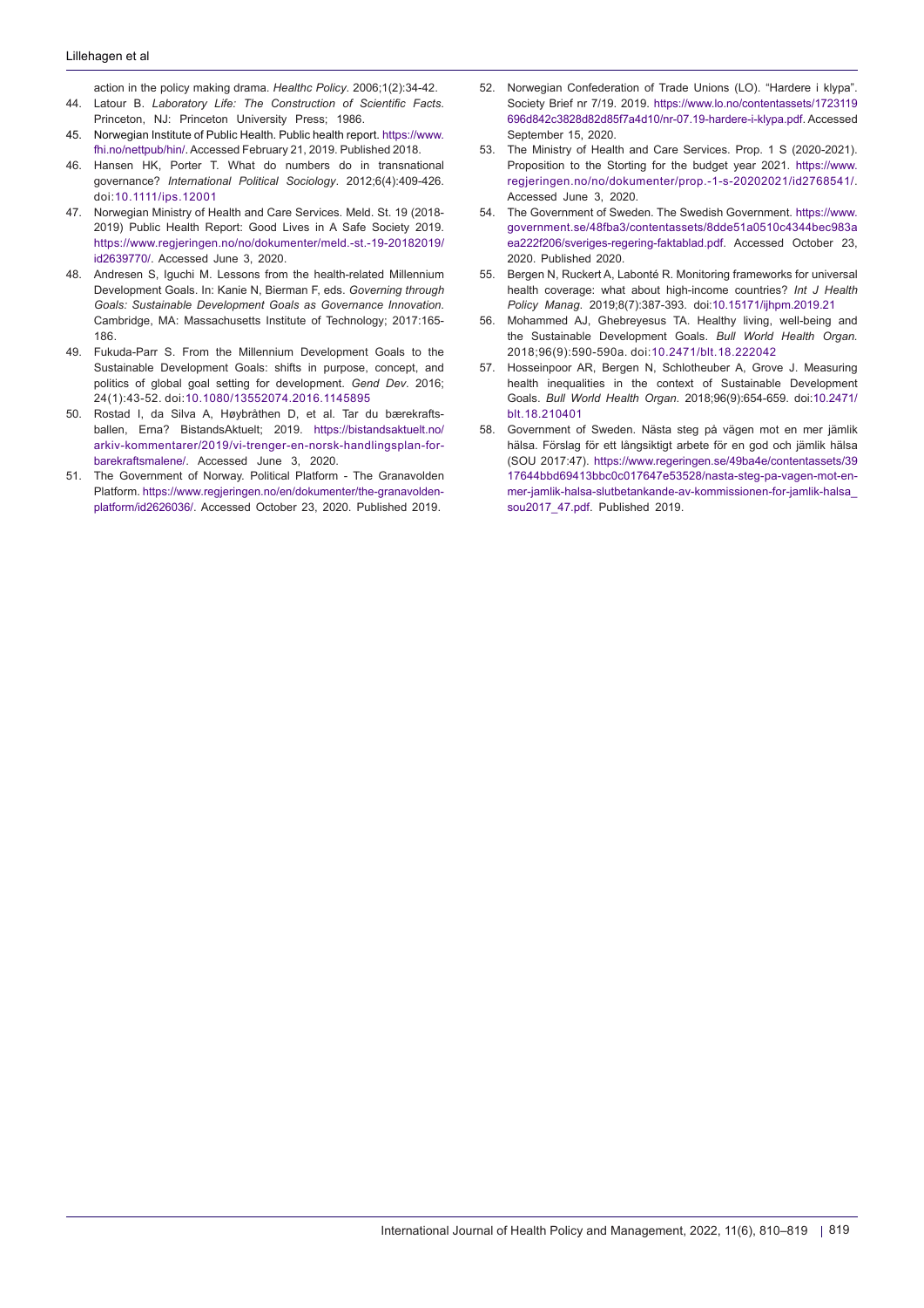action in the policy making drama. *Healthc Policy*. 2006;1(2):34-42.

44. Latour B. *Laboratory Life: The Construction of Scientific Facts*. Princeton, NJ: Princeton University Press; 1986.
45. Norwegian Institute of Public Health. Public health report. https://www.fhi.no/nettpub/hin/. Accessed February 21, 2019. Published 2018.
46. Hansen HK, Porter T. What do numbers do in transnational governance? *International Political Sociology*. 2012;6(4):409-426. doi:10.1111/ips.12001
47. Norwegian Ministry of Health and Care Services. Meld. St. 19 (2018-2019) Public Health Report: Good Lives in A Safe Society 2019. https://www.regjeringen.no/no/dokumenter/meld.-st.-19-20182019/id2639770/. Accessed June 3, 2020.
48. Andresen S, Iguchi M. Lessons from the health-related Millennium Development Goals. In: Kanie N, Bierman F, eds. *Governing through Goals: Sustainable Development Goals as Governance Innovation*. Cambridge, MA: Massachusetts Institute of Technology; 2017:165-186.
49. Fukuda-Parr S. From the Millennium Development Goals to the Sustainable Development Goals: shifts in purpose, concept, and politics of global goal setting for development. *Gend Dev*. 2016; 24(1):43-52. doi:10.1080/13552074.2016.1145895
50. Rostad I, da Silva A, Høybråthen D, et al. Tar du bærekrafts-ballen, Erna? BistandsAktuelt; 2019. https://bistandsaktuelt.no/arkiv-kommentarer/2019/vi-trenger-en-norsk-handlingsplan-for-barekraftsmalene/. Accessed June 3, 2020.
51. The Government of Norway. Political Platform - The Granavolden Platform. https://www.regjeringen.no/en/dokumenter/the-granavolden-platform/id2626036/. Accessed October 23, 2020. Published 2019.
52. Norwegian Confederation of Trade Unions (LO). "Hardere i klypa". Society Brief nr 7/19. 2019. https://www.lo.no/contentassets/1723119696d842c3828d82d85f7a4d10/nr-07.19-hardere-i-klypa.pdf. Accessed September 15, 2020.
53. The Ministry of Health and Care Services. Prop. 1 S (2020-2021). Proposition to the Storting for the budget year 2021. https://www.regjeringen.no/no/dokumenter/prop.-1-s-20202021/id2768541/. Accessed June 3, 2020.
54. The Government of Sweden. The Swedish Government. https://www.government.se/48fba3/contentassets/8dde51a0510c4344bec983aea222f206/sveriges-regering-faktablad.pdf. Accessed October 23, 2020. Published 2020.
55. Bergen N, Ruckert A, Labonté R. Monitoring frameworks for universal health coverage: what about high-income countries? *Int J Health Policy Manag*. 2019;8(7):387-393. doi:10.15171/ijhpm.2019.21
56. Mohammed AJ, Ghebreyesus TA. Healthy living, well-being and the Sustainable Development Goals. *Bull World Health Organ.* 2018;96(9):590-590a. doi:10.2471/blt.18.222042
57. Hosseinpoor AR, Bergen N, Schlotheuber A, Grove J. Measuring health inequalities in the context of Sustainable Development Goals. *Bull World Health Organ.* 2018;96(9):654-659. doi:10.2471/blt.18.210401
58. Government of Sweden. Nästa steg på vägen mot en mer jämlik hälsa. Förslag för ett långsiktigt arbete för en god och jämlik hälsa (SOU 2017:47). https://www.regeringen.se/49ba4e/contentassets/3917644bbd69413bbc0c017647e53528/nasta-steg-pa-vagen-mot-en-mer-jamlik-halsa-slutbetankande-av-kommissionen-for-jamlik-halsa_sou2017_47.pdf. Published 2019.